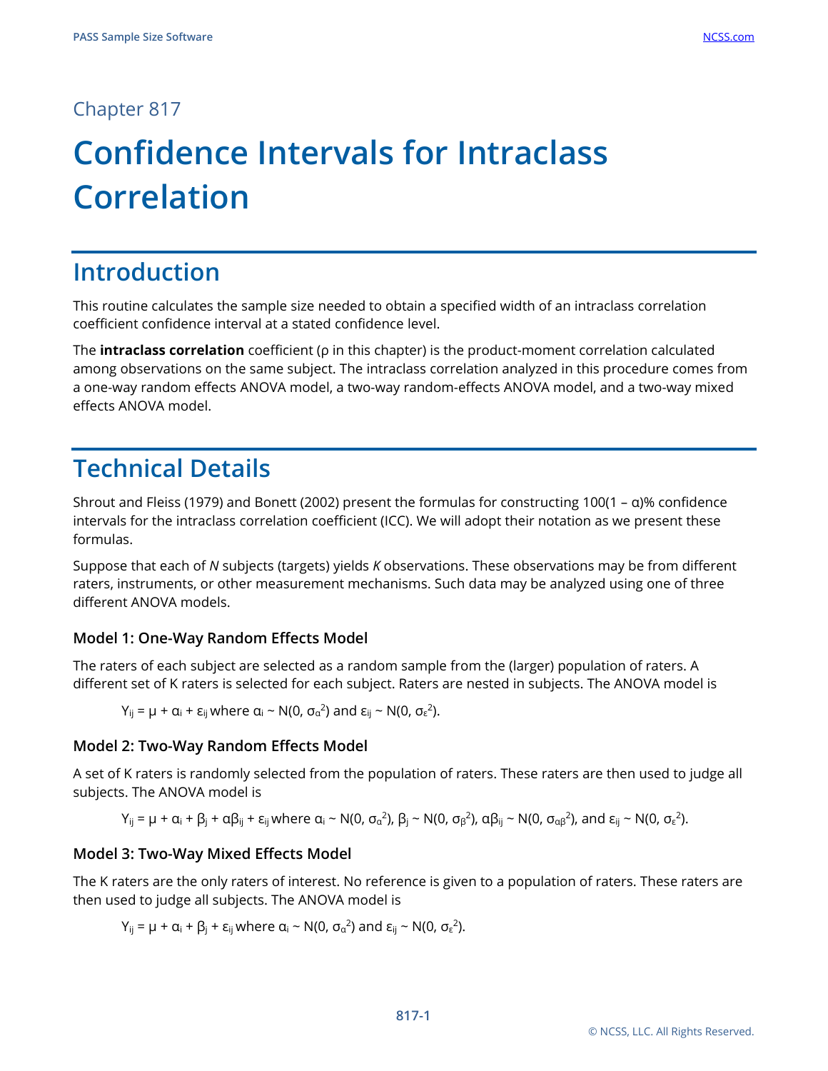Chapter 817

# Confidence Intervals for Intraclass Correlation

## Introduction

This routine calculates the sample size needed to obtain a specified width of an intraclass correlation coefficient confidence interval at a stated confidence level.

The **intraclass correlation** coefficient (ρ in this chapter) is the product-moment correlation calculated among observations on the same subject. The intraclass correlation analyzed in this procedure comes from a one-way random effects ANOVA model, a two-way random-effects ANOVA model, and a two-way mixed effects ANOVA model.

## Technical Details

Shrout and Fleiss (1979) and Bonett (2002) present the formulas for constructing 100(1 – α)% confidence intervals for the intraclass correlation coefficient (ICC). We will adopt their notation as we present these formulas.

Suppose that each of *N* subjects (targets) yields *K* observations. These observations may be from different raters, instruments, or other measurement mechanisms. Such data may be analyzed using one of three different ANOVA models.

### Model 1: One-Way Random Effects Model

The raters of each subject are selected as a random sample from the (larger) population of raters. A different set of K raters is selected for each subject. Raters are nested in subjects. The ANOVA model is

$$Y_{ij} = \mu + \alpha_i + \varepsilon_{ij} \text{ where } \alpha_i \sim N(0, \sigma_\alpha^2) \text{ and } \varepsilon_{ij} \sim N(0, \sigma_\varepsilon^2).$$

### Model 2: Two-Way Random Effects Model

A set of K raters is randomly selected from the population of raters. These raters are then used to judge all subjects. The ANOVA model is

$$Y_{ij} = \mu + \alpha_i + \beta_j + \alpha\beta_{ij} + \varepsilon_{ij} \text{ where } \alpha_i \sim N(0, \sigma_\alpha^2),\ \beta_j \sim N(0, \sigma_\beta^2),\ \alpha\beta_{ij} \sim N(0, \sigma_{\alpha\beta}^2), \text{ and } \varepsilon_{ij} \sim N(0, \sigma_\varepsilon^2).$$

### Model 3: Two-Way Mixed Effects Model

The K raters are the only raters of interest. No reference is given to a population of raters. These raters are then used to judge all subjects. The ANOVA model is

$$Y_{ij} = \mu + \alpha_i + \beta_j + \varepsilon_{ij} \text{ where } \alpha_i \sim N(0, \sigma_\alpha^2) \text{ and } \varepsilon_{ij} \sim N(0, \sigma_\varepsilon^2).$$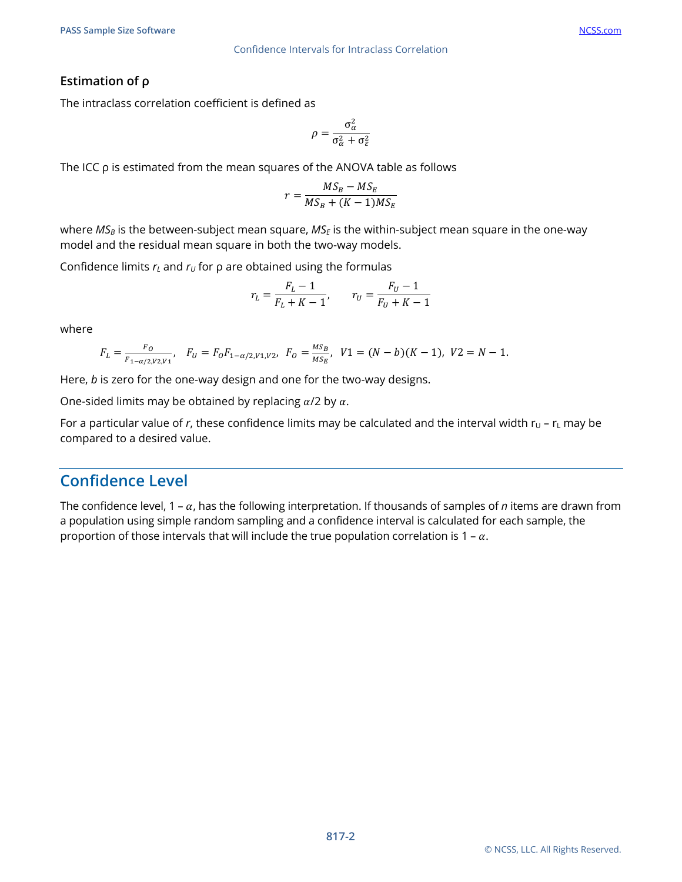### Estimation of ρ

The intraclass correlation coefficient is defined as

$$\rho = \frac{\sigma_\alpha^2}{\sigma_\alpha^2 + \sigma_\varepsilon^2}$$

The ICC ρ is estimated from the mean squares of the ANOVA table as follows

$$r = \frac{MS_B - MS_E}{MS_B + (K-1)MS_E}$$

where $MS_B$ is the between-subject mean square, $MS_E$ is the within-subject mean square in the one-way model and the residual mean square in both the two-way models.

Confidence limits $r_L$ and $r_U$ for ρ are obtained using the formulas

$$r_L = \frac{F_L - 1}{F_L + K - 1}, \qquad r_U = \frac{F_U - 1}{F_U + K - 1}$$

where

$$F_L = \frac{F_O}{F_{1-\alpha/2,V2,V1}}, \quad F_U = F_O F_{1-\alpha/2,V1,V2}, \quad F_O = \frac{MS_B}{MS_E}, \quad V1 = (N-b)(K-1), \quad V2 = N-1.$$

Here, *b* is zero for the one-way design and one for the two-way designs.

One-sided limits may be obtained by replacing $\alpha/2$ by $\alpha$.

For a particular value of *r*, these confidence limits may be calculated and the interval width $r_U - r_L$ may be compared to a desired value.

## Confidence Level

The confidence level, $1 - \alpha$, has the following interpretation. If thousands of samples of *n* items are drawn from a population using simple random sampling and a confidence interval is calculated for each sample, the proportion of those intervals that will include the true population correlation is $1 - \alpha$.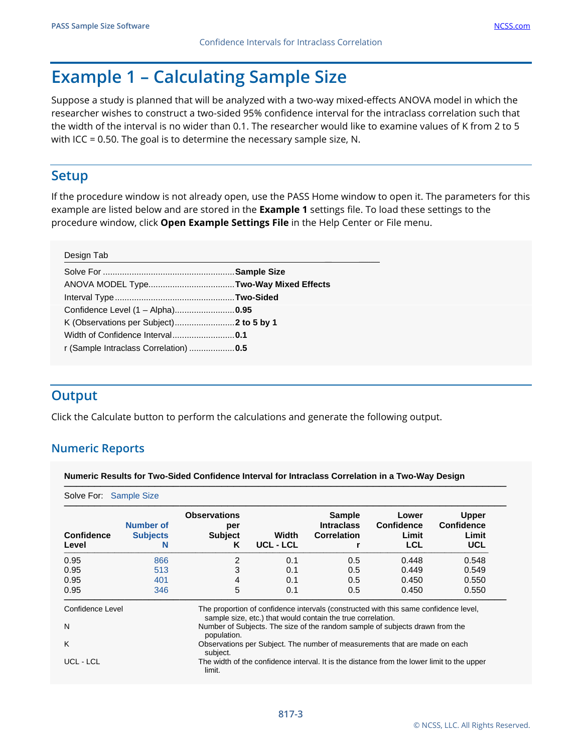# Example 1 – Calculating Sample Size

Suppose a study is planned that will be analyzed with a two-way mixed-effects ANOVA model in which the researcher wishes to construct a two-sided 95% confidence interval for the intraclass correlation such that the width of the interval is no wider than 0.1. The researcher would like to examine values of K from 2 to 5 with ICC = 0.50. The goal is to determine the necessary sample size, N.

## Setup

If the procedure window is not already open, use the PASS Home window to open it. The parameters for this example are listed below and are stored in the **Example 1** settings file. To load these settings to the procedure window, click **Open Example Settings File** in the Help Center or File menu.

Design Tab

| | |
|---|---|
| Solve For | **Sample Size** |
| ANOVA MODEL Type | **Two-Way Mixed Effects** |
| Interval Type | **Two-Sided** |
| Confidence Level (1 – Alpha) | **0.95** |
| K (Observations per Subject) | **2 to 5 by 1** |
| Width of Confidence Interval | **0.1** |
| r (Sample Intraclass Correlation) | **0.5** |

## Output

Click the Calculate button to perform the calculations and generate the following output.

### Numeric Reports

**Numeric Results for Two-Sided Confidence Interval for Intraclass Correlation in a Two-Way Design**

Solve For: Sample Size

| Confidence Level | Number of Subjects N | Observations per Subject K | Width UCL - LCL | Sample Intraclass Correlation r | Lower Confidence Limit LCL | Upper Confidence Limit UCL |
|---|---|---|---|---|---|---|
| 0.95 | 866 | 2 | 0.1 | 0.5 | 0.448 | 0.548 |
| 0.95 | 513 | 3 | 0.1 | 0.5 | 0.449 | 0.549 |
| 0.95 | 401 | 4 | 0.1 | 0.5 | 0.450 | 0.550 |
| 0.95 | 346 | 5 | 0.1 | 0.5 | 0.450 | 0.550 |

| | |
|---|---|
| Confidence Level | The proportion of confidence intervals (constructed with this same confidence level, sample size, etc.) that would contain the true correlation. |
| N | Number of Subjects. The size of the random sample of subjects drawn from the population. |
| K | Observations per Subject. The number of measurements that are made on each subject. |
| UCL - LCL | The width of the confidence interval. It is the distance from the lower limit to the upper limit. |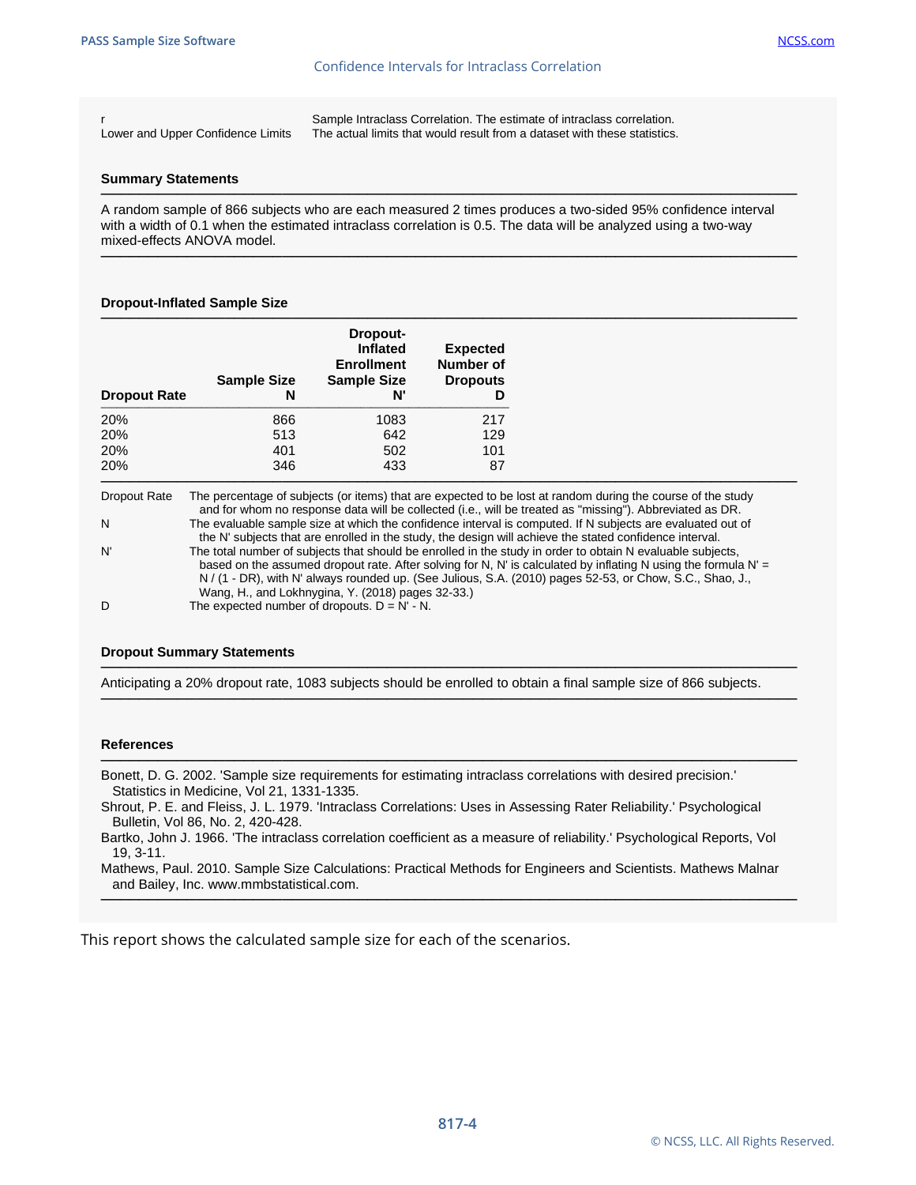| | |
|---|---|
| r | Sample Intraclass Correlation. The estimate of intraclass correlation. |
| Lower and Upper Confidence Limits | The actual limits that would result from a dataset with these statistics. |

**Summary Statements**

A random sample of 866 subjects who are each measured 2 times produces a two-sided 95% confidence interval with a width of 0.1 when the estimated intraclass correlation is 0.5. The data will be analyzed using a two-way mixed-effects ANOVA model.

**Dropout-Inflated Sample Size**

| Dropout Rate | Sample Size N | Dropout-Inflated Enrollment Sample Size N' | Expected Number of Dropouts D |
|---|---|---|---|
| 20% | 866 | 1083 | 217 |
| 20% | 513 | 642 | 129 |
| 20% | 401 | 502 | 101 |
| 20% | 346 | 433 | 87 |

| | |
|---|---|
| Dropout Rate | The percentage of subjects (or items) that are expected to be lost at random during the course of the study and for whom no response data will be collected (i.e., will be treated as "missing"). Abbreviated as DR. |
| N | The evaluable sample size at which the confidence interval is computed. If N subjects are evaluated out of the N' subjects that are enrolled in the study, the design will achieve the stated confidence interval. |
| N' | The total number of subjects that should be enrolled in the study in order to obtain N evaluable subjects, based on the assumed dropout rate. After solving for N, N' is calculated by inflating N using the formula N' = N / (1 - DR), with N' always rounded up. (See Julious, S.A. (2010) pages 52-53, or Chow, S.C., Shao, J., Wang, H., and Lokhnygina, Y. (2018) pages 32-33.) |
| D | The expected number of dropouts. D = N' - N. |

**Dropout Summary Statements**

Anticipating a 20% dropout rate, 1083 subjects should be enrolled to obtain a final sample size of 866 subjects.

**References**

Bonett, D. G. 2002. 'Sample size requirements for estimating intraclass correlations with desired precision.' Statistics in Medicine, Vol 21, 1331-1335.
Shrout, P. E. and Fleiss, J. L. 1979. 'Intraclass Correlations: Uses in Assessing Rater Reliability.' Psychological Bulletin, Vol 86, No. 2, 420-428.
Bartko, John J. 1966. 'The intraclass correlation coefficient as a measure of reliability.' Psychological Reports, Vol 19, 3-11.
Mathews, Paul. 2010. Sample Size Calculations: Practical Methods for Engineers and Scientists. Mathews Malnar and Bailey, Inc. www.mmbstatistical.com.

This report shows the calculated sample size for each of the scenarios.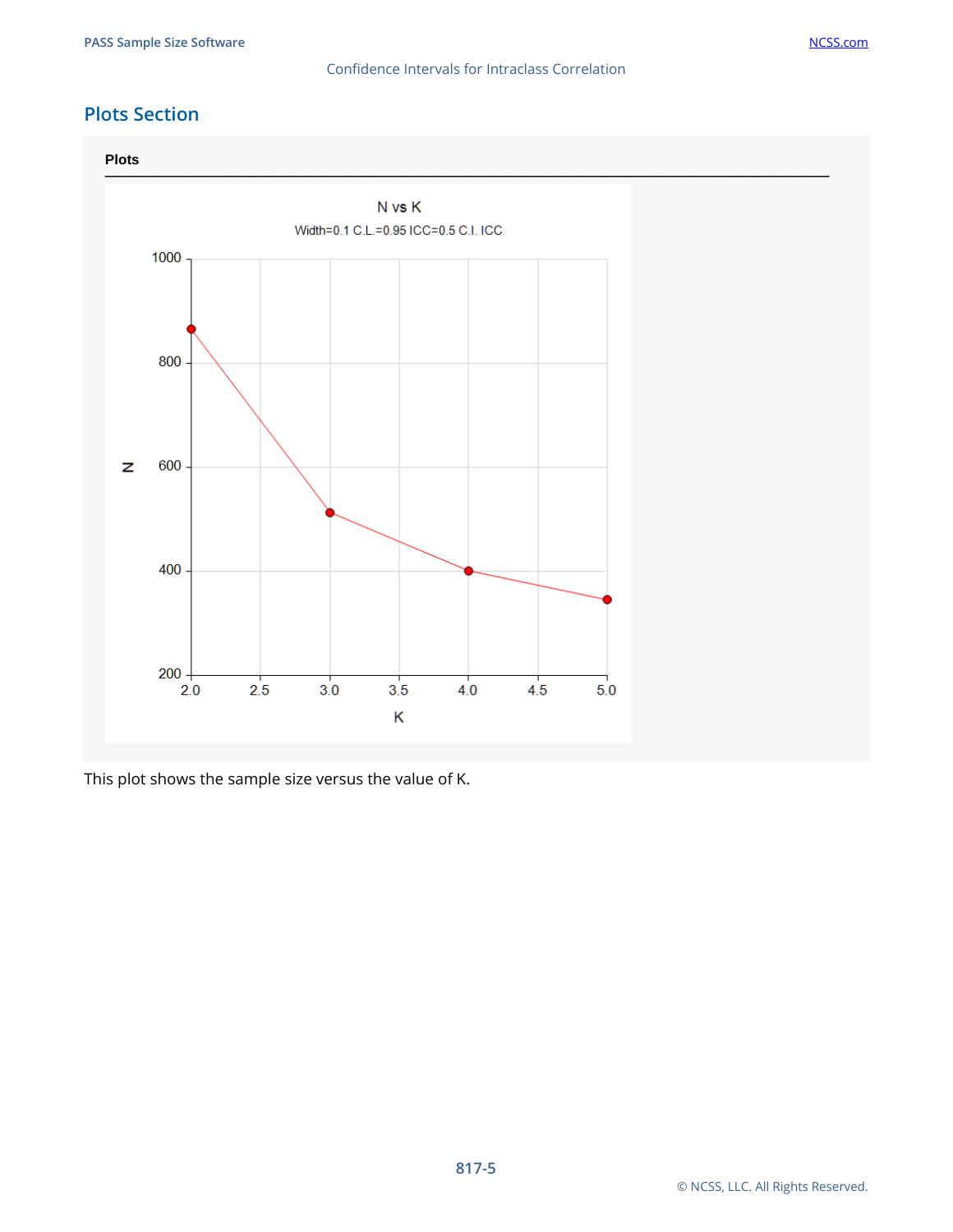## Plots Section

**Plots**

This plot shows the sample size versus the value of K.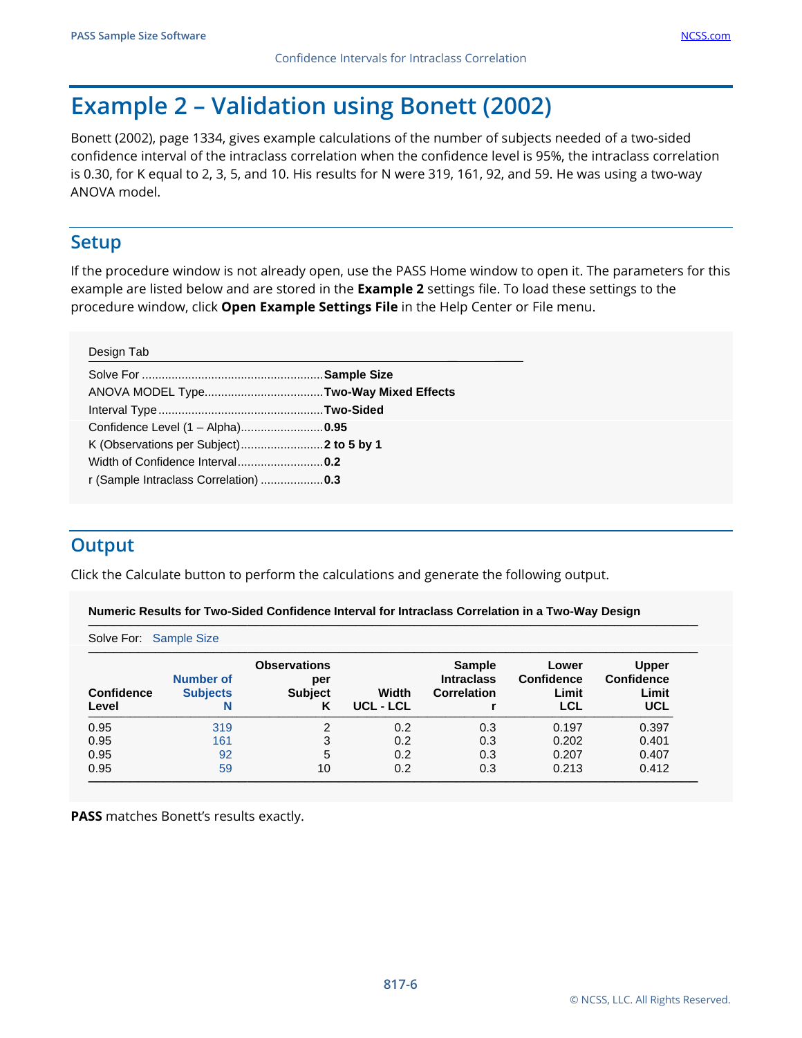# Example 2 – Validation using Bonett (2002)

Bonett (2002), page 1334, gives example calculations of the number of subjects needed of a two-sided confidence interval of the intraclass correlation when the confidence level is 95%, the intraclass correlation is 0.30, for K equal to 2, 3, 5, and 10. His results for N were 319, 161, 92, and 59. He was using a two-way ANOVA model.

## Setup

If the procedure window is not already open, use the PASS Home window to open it. The parameters for this example are listed below and are stored in the **Example 2** settings file. To load these settings to the procedure window, click **Open Example Settings File** in the Help Center or File menu.

| Design Tab | |
|---|---|
| Solve For | **Sample Size** |
| ANOVA MODEL Type | **Two-Way Mixed Effects** |
| Interval Type | **Two-Sided** |
| Confidence Level (1 – Alpha) | **0.95** |
| K (Observations per Subject) | **2 to 5 by 1** |
| Width of Confidence Interval | **0.2** |
| r (Sample Intraclass Correlation) | **0.3** |

## Output

Click the Calculate button to perform the calculations and generate the following output.

**Numeric Results for Two-Sided Confidence Interval for Intraclass Correlation in a Two-Way Design**

Solve For: Sample Size

| Confidence Level | Number of Subjects N | Observations per Subject K | Width UCL - LCL | Sample Intraclass Correlation r | Lower Confidence Limit LCL | Upper Confidence Limit UCL |
|---|---|---|---|---|---|---|
| 0.95 | 319 | 2 | 0.2 | 0.3 | 0.197 | 0.397 |
| 0.95 | 161 | 3 | 0.2 | 0.3 | 0.202 | 0.401 |
| 0.95 | 92 | 5 | 0.2 | 0.3 | 0.207 | 0.407 |
| 0.95 | 59 | 10 | 0.2 | 0.3 | 0.213 | 0.412 |

**PASS** matches Bonett's results exactly.